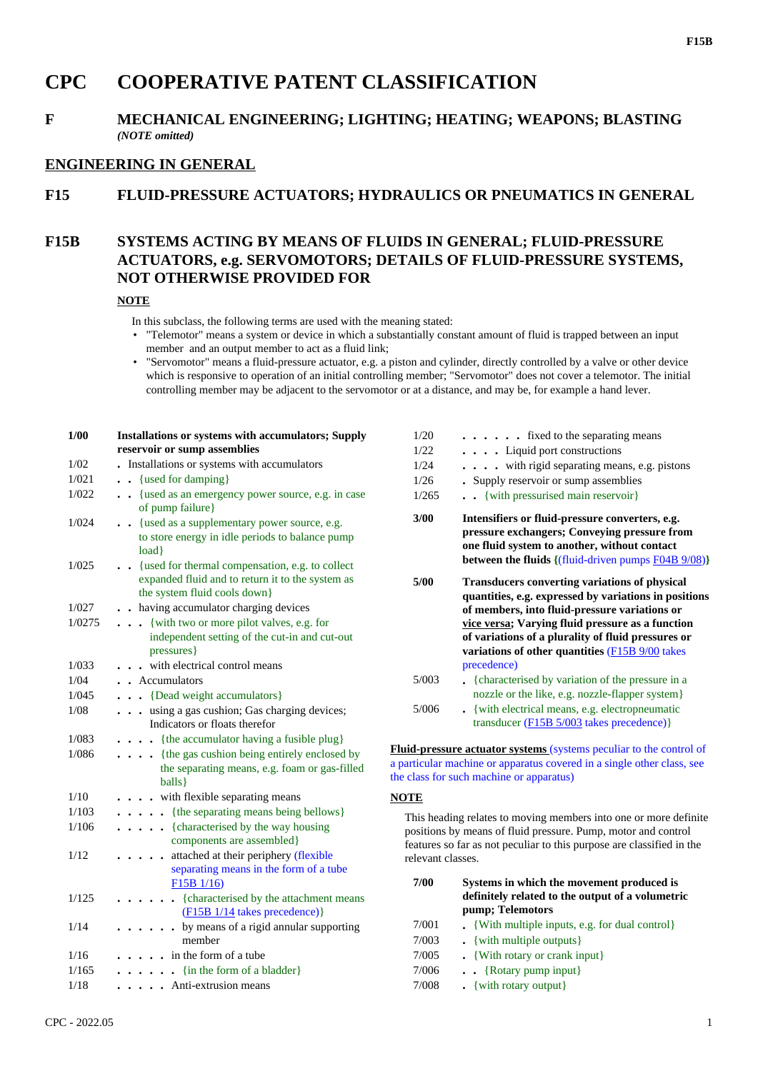# CPC COOPERATIVE PATENT CLASSIFICATION

## F MECHANICAL ENGINEERING; LIGHTING; HEATING; WEAPONS; BLASTING

*(NOTE omitted)*

## ENGINEERING IN GENERAL

## F15 FLUID-PRESSURE ACTUATORS; HYDRAULICS OR PNEUMATICS IN GENERAL

## F15B SYSTEMS ACTING BY MEANS OF FLUIDS IN GENERAL; FLUID-PRESSURE ACTUATORS, e.g. SERVOMOTORS; DETAILS OF FLUID-PRESSURE SYSTEMS, NOT OTHERWISE PROVIDED FOR

**NOTE**

In this subclass, the following terms are used with the meaning stated:

- "Telemotor" means a system or device in which a substantially constant amount of fluid is trapped between an input member and an output member to act as a fluid link;
- "Servomotor" means a fluid-pressure actuator, e.g. a piston and cylinder, directly controlled by a valve or other device which is responsive to operation of an initial controlling member; "Servomotor" does not cover a telemotor. The initial controlling member may be adjacent to the servomotor or at a distance, and may be, for example a hand lever.

| | |
|---|---|
| **1/00** | **Installations or systems with accumulators; Supply reservoir or sump assemblies** |
| 1/02 | . Installations or systems with accumulators |
| 1/021 | . . {used for damping} |
| 1/022 | . . {used as an emergency power source, e.g. in case of pump failure} |
| 1/024 | . . {used as a supplementary power source, e.g. to store energy in idle periods to balance pump load} |
| 1/025 | . . {used for thermal compensation, e.g. to collect expanded fluid and to return it to the system as the system fluid cools down} |
| 1/027 | . . having accumulator charging devices |
| 1/0275 | . . . {with two or more pilot valves, e.g. for independent setting of the cut-in and cut-out pressures} |
| 1/033 | . . . with electrical control means |
| 1/04 | . . Accumulators |
| 1/045 | . . . {Dead weight accumulators} |
| 1/08 | . . . using a gas cushion; Gas charging devices; Indicators or floats therefor |
| 1/083 | . . . . {the accumulator having a fusible plug} |
| 1/086 | . . . . {the gas cushion being entirely enclosed by the separating means, e.g. foam or gas-filled balls} |
| 1/10 | . . . . with flexible separating means |
| 1/103 | . . . . . {the separating means being bellows} |
| 1/106 | . . . . . {characterised by the way housing components are assembled} |
| 1/12 | . . . . . attached at their periphery (flexible separating means in the form of a tube F15B 1/16) |
| 1/125 | . . . . . . {characterised by the attachment means (F15B 1/14 takes precedence)} |
| 1/14 | . . . . . . by means of a rigid annular supporting member |
| 1/16 | . . . . . in the form of a tube |
| 1/165 | . . . . . . {in the form of a bladder} |
| 1/18 | . . . . . Anti-extrusion means |
| 1/20 | . . . . . . fixed to the separating means |
| 1/22 | . . . . Liquid port constructions |
| 1/24 | . . . . with rigid separating means, e.g. pistons |
| 1/26 | . Supply reservoir or sump assemblies |
| 1/265 | . . {with pressurised main reservoir} |
| **3/00** | **Intensifiers or fluid-pressure converters, e.g. pressure exchangers; Conveying pressure from one fluid system to another, without contact between the fluids {(fluid-driven pumps F04B 9/08)}** |
| **5/00** | **Transducers converting variations of physical quantities, e.g. expressed by variations in positions of members, into fluid-pressure variations or vice versa; Varying fluid pressure as a function of variations of a plurality of fluid pressures or variations of other quantities** (F15B 9/00 takes precedence) |
| 5/003 | . {characterised by variation of the pressure in a nozzle or the like, e.g. nozzle-flapper system} |
| 5/006 | . {with electrical means, e.g. electropneumatic transducer (F15B 5/003 takes precedence)} |

**Fluid-pressure actuator systems** (systems peculiar to the control of a particular machine or apparatus covered in a single other class, see the class for such machine or apparatus)

**NOTE**

This heading relates to moving members into one or more definite positions by means of fluid pressure. Pump, motor and control features so far as not peculiar to this purpose are classified in the relevant classes.

| | |
|---|---|
| **7/00** | **Systems in which the movement produced is definitely related to the output of a volumetric pump; Telemotors** |
| 7/001 | . {With multiple inputs, e.g. for dual control} |
| 7/003 | . {with multiple outputs} |
| 7/005 | . {With rotary or crank input} |
| 7/006 | . . {Rotary pump input} |
| 7/008 | . {with rotary output} |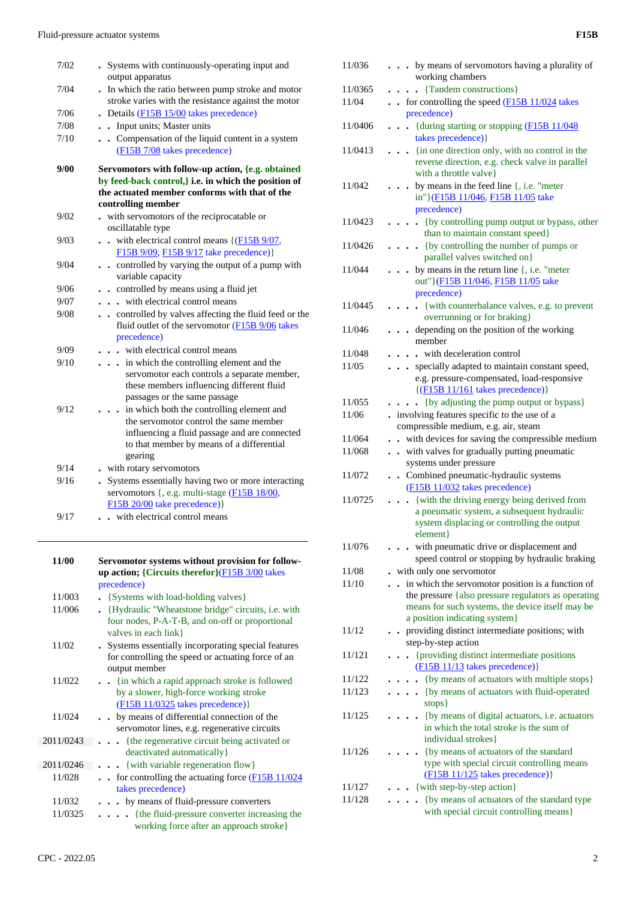| | |
|---|---|
| 7/02 | . Systems with continuously-operating input and output apparatus |
| 7/04 | . In which the ratio between pump stroke and motor stroke varies with the resistance against the motor |
| 7/06 | . Details (F15B 15/00 takes precedence) |
| 7/08 | . . Input units; Master units |
| 7/10 | . . Compensation of the liquid content in a system (F15B 7/08 takes precedence) |
| **9/00** | **Servomotors with follow-up action, {e.g. obtained by feed-back control,} i.e. in which the position of the actuated member conforms with that of the controlling member** |
| 9/02 | . with servomotors of the reciprocatable or oscillatable type |
| 9/03 | . . with electrical control means {(F15B 9/07, F15B 9/09, F15B 9/17 take precedence)} |
| 9/04 | . . controlled by varying the output of a pump with variable capacity |
| 9/06 | . . controlled by means using a fluid jet |
| 9/07 | . . . with electrical control means |
| 9/08 | . . controlled by valves affecting the fluid feed or the fluid outlet of the servomotor (F15B 9/06 takes precedence) |
| 9/09 | . . . with electrical control means |
| 9/10 | . . . in which the controlling element and the servomotor each controls a separate member, these members influencing different fluid passages or the same passage |
| 9/12 | . . . in which both the controlling element and the servomotor control the same member influencing a fluid passage and are connected to that member by means of a differential gearing |
| 9/14 | . with rotary servomotors |
| 9/16 | . Systems essentially having two or more interacting servomotors {, e.g. multi-stage (F15B 18/00, F15B 20/00 take precedence)} |
| 9/17 | . . with electrical control means |
| **11/00** | **Servomotor systems without provision for follow-up action; {Circuits therefor}**(F15B 3/00 takes precedence) |
| 11/003 | . {Systems with load-holding valves} |
| 11/006 | . {Hydraulic "Wheatstone bridge" circuits, i.e. with four nodes, P-A-T-B, and on-off or proportional valves in each link} |
| 11/02 | . Systems essentially incorporating special features for controlling the speed or actuating force of an output member |
| 11/022 | . . {in which a rapid approach stroke is followed by a slower, high-force working stroke (F15B 11/0325 takes precedence)} |
| 11/024 | . . by means of differential connection of the servomotor lines, e.g. regenerative circuits |
| 2011/0243 | . . . {the regenerative circuit being activated or deactivated automatically} |
| 2011/0246 | . . . {with variable regeneration flow} |
| 11/028 | . . for controlling the actuating force (F15B 11/024 takes precedence) |
| 11/032 | . . . by means of fluid-pressure converters |
| 11/0325 | . . . . {the fluid-pressure converter increasing the working force after an approach stroke} |
| 11/036 | . . . by means of servomotors having a plurality of working chambers |
| 11/0365 | . . . . {Tandem constructions} |
| 11/04 | . . for controlling the speed (F15B 11/024 takes precedence) |
| 11/0406 | . . . {during starting or stopping (F15B 11/048 takes precedence)} |
| 11/0413 | . . . {in one direction only, with no control in the reverse direction, e.g. check valve in parallel with a throttle valve} |
| 11/042 | . . . by means in the feed line {, i.e. "meter in"}(F15B 11/046, F15B 11/05 take precedence) |
| 11/0423 | . . . . {by controlling pump output or bypass, other than to maintain constant speed} |
| 11/0426 | . . . . {by controlling the number of pumps or parallel valves switched on} |
| 11/044 | . . . by means in the return line {, i.e. "meter out"}(F15B 11/046, F15B 11/05 take precedence) |
| 11/0445 | . . . . {with counterbalance valves, e.g. to prevent overrunning or for braking} |
| 11/046 | . . . depending on the position of the working member |
| 11/048 | . . . . with deceleration control |
| 11/05 | . . . specially adapted to maintain constant speed, e.g. pressure-compensated, load-responsive {(F15B 11/161 takes precedence)} |
| 11/055 | . . . . {by adjusting the pump output or bypass} |
| 11/06 | . involving features specific to the use of a compressible medium, e.g. air, steam |
| 11/064 | . . with devices for saving the compressible medium |
| 11/068 | . . with valves for gradually putting pneumatic systems under pressure |
| 11/072 | . . Combined pneumatic-hydraulic systems (F15B 11/032 takes precedence) |
| 11/0725 | . . . {with the driving energy being derived from a pneumatic system, a subsequent hydraulic system displacing or controlling the output element} |
| 11/076 | . . . with pneumatic drive or displacement and speed control or stopping by hydraulic braking |
| 11/08 | . with only one servomotor |
| 11/10 | . . in which the servomotor position is a function of the pressure {also pressure regulators as operating means for such systems, the device itself may be a position indicating system} |
| 11/12 | . . providing distinct intermediate positions; with step-by-step action |
| 11/121 | . . . {providing distinct intermediate positions (F15B 11/13 takes precedence)} |
| 11/122 | . . . . {by means of actuators with multiple stops} |
| 11/123 | . . . . {by means of actuators with fluid-operated stops} |
| 11/125 | . . . . {by means of digital actuators, i.e. actuators in which the total stroke is the sum of individual strokes} |
| 11/126 | . . . . {by means of actuators of the standard type with special circuit controlling means (F15B 11/125 takes precedence)} |
| 11/127 | . . . {with step-by-step action} |
| 11/128 | . . . . {by means of actuators of the standard type with special circuit controlling means} |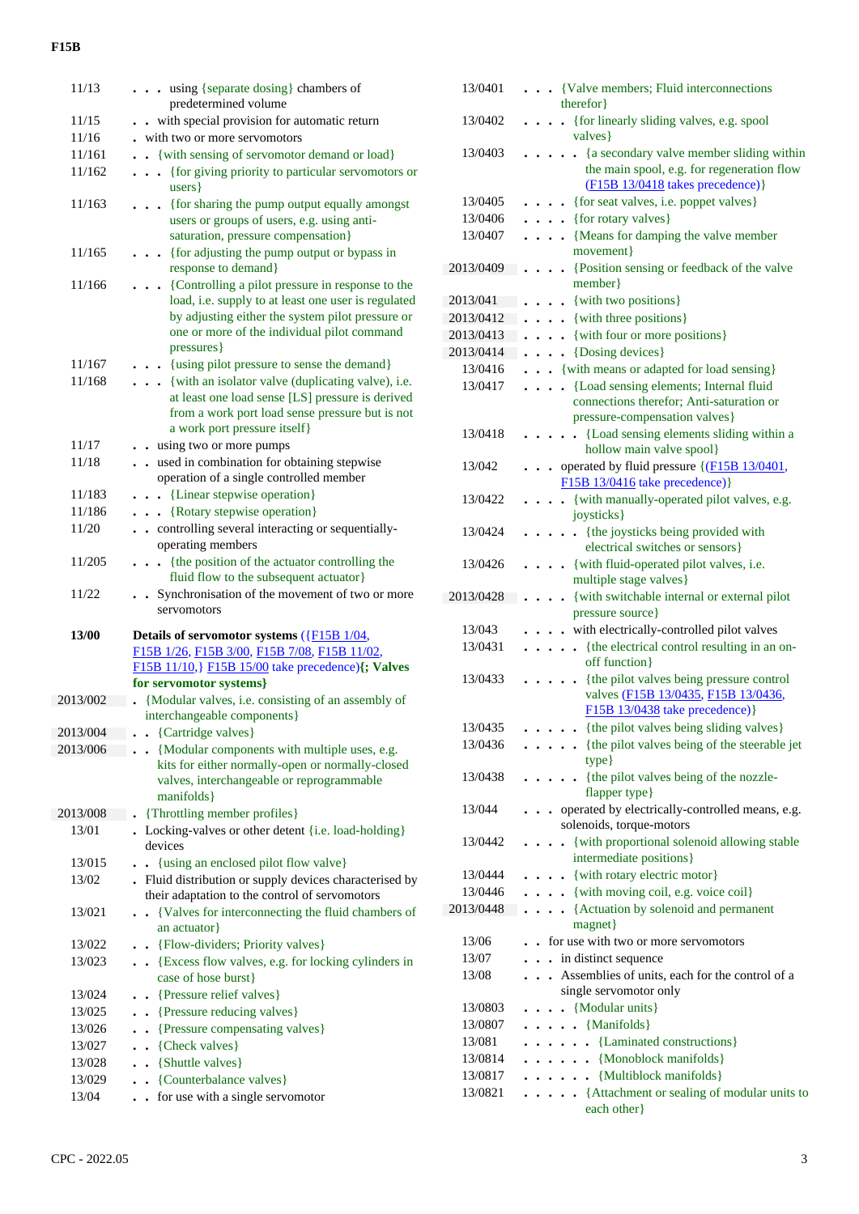| | |
|---|---|
| 11/13 | . . . using {separate dosing} chambers of predetermined volume |
| 11/15 | . . with special provision for automatic return |
| 11/16 | . with two or more servomotors |
| 11/161 | . . {with sensing of servomotor demand or load} |
| 11/162 | . . . {for giving priority to particular servomotors or users} |
| 11/163 | . . . {for sharing the pump output equally amongst users or groups of users, e.g. using anti-saturation, pressure compensation} |
| 11/165 | . . . {for adjusting the pump output or bypass in response to demand} |
| 11/166 | . . . {Controlling a pilot pressure in response to the load, i.e. supply to at least one user is regulated by adjusting either the system pilot pressure or one or more of the individual pilot command pressures} |
| 11/167 | . . . {using pilot pressure to sense the demand} |
| 11/168 | . . . {with an isolator valve (duplicating valve), i.e. at least one load sense [LS] pressure is derived from a work port load sense pressure but is not a work port pressure itself} |
| 11/17 | . . using two or more pumps |
| 11/18 | . . used in combination for obtaining stepwise operation of a single controlled member |
| 11/183 | . . . {Linear stepwise operation} |
| 11/186 | . . . {Rotary stepwise operation} |
| 11/20 | . . controlling several interacting or sequentially-operating members |
| 11/205 | . . . {the position of the actuator controlling the fluid flow to the subsequent actuator} |
| 11/22 | . . Synchronisation of the movement of two or more servomotors |
| **13/00** | **Details of servomotor systems** ({F15B 1/04, F15B 1/26, F15B 3/00, F15B 7/08, F15B 11/02, F15B 11/10,} F15B 15/00 take precedence)**{; Valves for servomotor systems}** |
| 2013/002 | . {Modular valves, i.e. consisting of an assembly of interchangeable components} |
| 2013/004 | . . {Cartridge valves} |
| 2013/006 | . . {Modular components with multiple uses, e.g. kits for either normally-open or normally-closed valves, interchangeable or reprogrammable manifolds} |
| 2013/008 | . {Throttling member profiles} |
| 13/01 | . Locking-valves or other detent {i.e. load-holding} devices |
| 13/015 | . . {using an enclosed pilot flow valve} |
| 13/02 | . Fluid distribution or supply devices characterised by their adaptation to the control of servomotors |
| 13/021 | . . {Valves for interconnecting the fluid chambers of an actuator} |
| 13/022 | . . {Flow-dividers; Priority valves} |
| 13/023 | . . {Excess flow valves, e.g. for locking cylinders in case of hose burst} |
| 13/024 | . . {Pressure relief valves} |
| 13/025 | . . {Pressure reducing valves} |
| 13/026 | . . {Pressure compensating valves} |
| 13/027 | . . {Check valves} |
| 13/028 | . . {Shuttle valves} |
| 13/029 | . . {Counterbalance valves} |
| 13/04 | . . for use with a single servomotor |
| 13/0401 | . . . {Valve members; Fluid interconnections therefor} |
| 13/0402 | . . . . {for linearly sliding valves, e.g. spool valves} |
| 13/0403 | . . . . . {a secondary valve member sliding within the main spool, e.g. for regeneration flow (F15B 13/0418 takes precedence)} |
| 13/0405 | . . . . {for seat valves, i.e. poppet valves} |
| 13/0406 | . . . . {for rotary valves} |
| 13/0407 | . . . . {Means for damping the valve member movement} |
| 2013/0409 | . . . . {Position sensing or feedback of the valve member} |
| 2013/041 | . . . . {with two positions} |
| 2013/0412 | . . . . {with three positions} |
| 2013/0413 | . . . . {with four or more positions} |
| 2013/0414 | . . . . {Dosing devices} |
| 13/0416 | . . . {with means or adapted for load sensing} |
| 13/0417 | . . . . {Load sensing elements; Internal fluid connections therefor; Anti-saturation or pressure-compensation valves} |
| 13/0418 | . . . . . {Load sensing elements sliding within a hollow main valve spool} |
| 13/042 | . . . operated by fluid pressure {(F15B 13/0401, F15B 13/0416 take precedence)} |
| 13/0422 | . . . . {with manually-operated pilot valves, e.g. joysticks} |
| 13/0424 | . . . . . {the joysticks being provided with electrical switches or sensors} |
| 13/0426 | . . . . {with fluid-operated pilot valves, i.e. multiple stage valves} |
| 2013/0428 | . . . . {with switchable internal or external pilot pressure source} |
| 13/043 | . . . . with electrically-controlled pilot valves |
| 13/0431 | . . . . . {the electrical control resulting in an on-off function} |
| 13/0433 | . . . . . {the pilot valves being pressure control valves (F15B 13/0435, F15B 13/0436, F15B 13/0438 take precedence)} |
| 13/0435 | . . . . . {the pilot valves being sliding valves} |
| 13/0436 | . . . . . {the pilot valves being of the steerable jet type} |
| 13/0438 | . . . . . {the pilot valves being of the nozzle-flapper type} |
| 13/044 | . . . operated by electrically-controlled means, e.g. solenoids, torque-motors |
| 13/0442 | . . . . {with proportional solenoid allowing stable intermediate positions} |
| 13/0444 | . . . . {with rotary electric motor} |
| 13/0446 | . . . . {with moving coil, e.g. voice coil} |
| 2013/0448 | . . . . {Actuation by solenoid and permanent magnet} |
| 13/06 | . . for use with two or more servomotors |
| 13/07 | . . . in distinct sequence |
| 13/08 | . . . Assemblies of units, each for the control of a single servomotor only |
| 13/0803 | . . . . {Modular units} |
| 13/0807 | . . . . . {Manifolds} |
| 13/081 | . . . . . . {Laminated constructions} |
| 13/0814 | . . . . . . {Monoblock manifolds} |
| 13/0817 | . . . . . . {Multiblock manifolds} |
| 13/0821 | . . . . . {Attachment or sealing of modular units to each other} |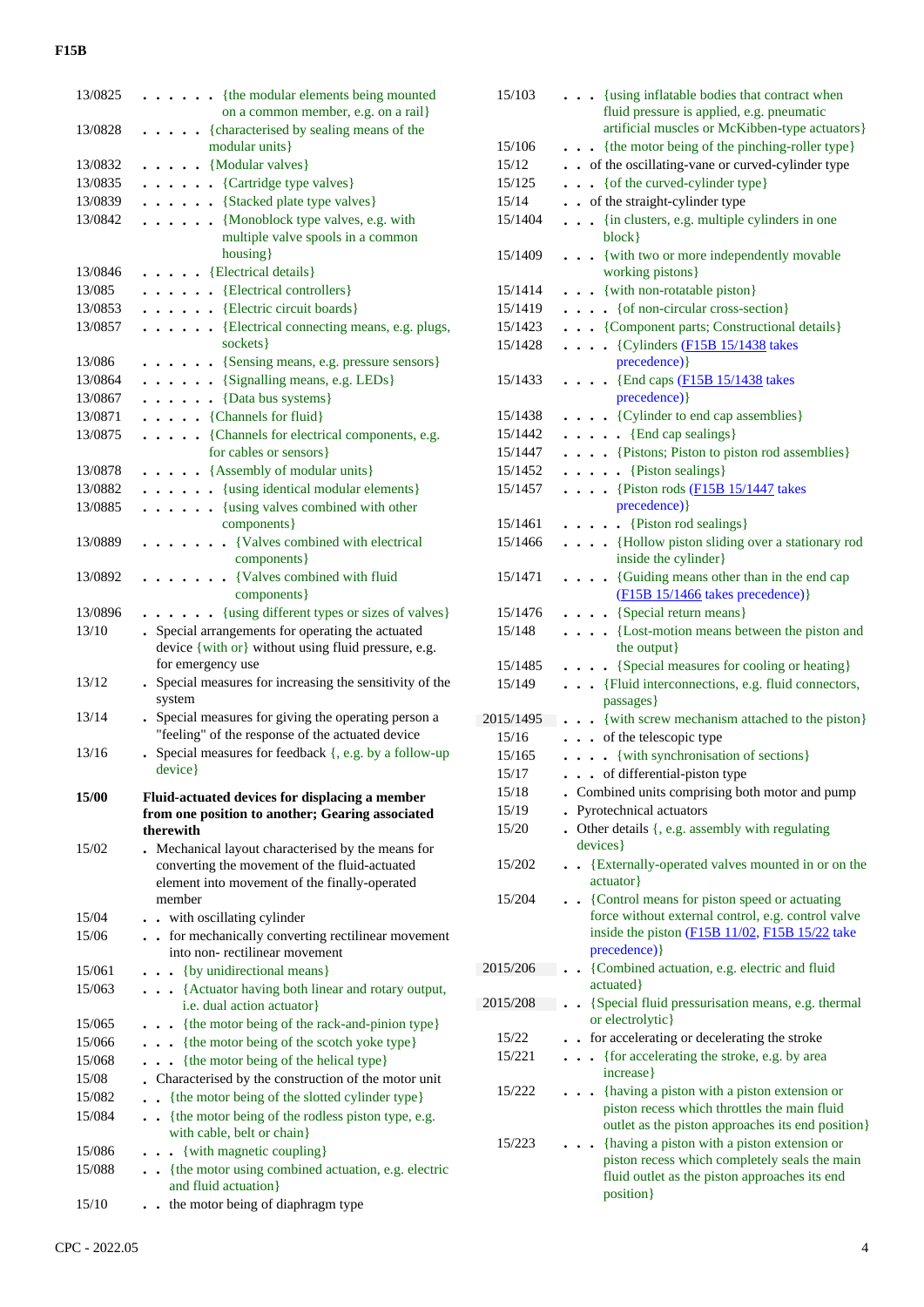| | |
|---|---|
| 13/0825 | . . . . . . {the modular elements being mounted on a common member, e.g. on a rail} |
| 13/0828 | . . . . . {characterised by sealing means of the modular units} |
| 13/0832 | . . . . . {Modular valves} |
| 13/0835 | . . . . . . {Cartridge type valves} |
| 13/0839 | . . . . . . {Stacked plate type valves} |
| 13/0842 | . . . . . . {Monoblock type valves, e.g. with multiple valve spools in a common housing} |
| 13/0846 | . . . . . {Electrical details} |
| 13/085 | . . . . . . {Electrical controllers} |
| 13/0853 | . . . . . . {Electric circuit boards} |
| 13/0857 | . . . . . . {Electrical connecting means, e.g. plugs, sockets} |
| 13/086 | . . . . . . {Sensing means, e.g. pressure sensors} |
| 13/0864 | . . . . . . {Signalling means, e.g. LEDs} |
| 13/0867 | . . . . . . {Data bus systems} |
| 13/0871 | . . . . . {Channels for fluid} |
| 13/0875 | . . . . . {Channels for electrical components, e.g. for cables or sensors} |
| 13/0878 | . . . . . {Assembly of modular units} |
| 13/0882 | . . . . . . {using identical modular elements} |
| 13/0885 | . . . . . . {using valves combined with other components} |
| 13/0889 | . . . . . . . {Valves combined with electrical components} |
| 13/0892 | . . . . . . . {Valves combined with fluid components} |
| 13/0896 | . . . . . . {using different types or sizes of valves} |
| 13/10 | . Special arrangements for operating the actuated device {with or} without using fluid pressure, e.g. for emergency use |
| 13/12 | . Special measures for increasing the sensitivity of the system |
| 13/14 | . Special measures for giving the operating person a "feeling" of the response of the actuated device |
| 13/16 | . Special measures for feedback {, e.g. by a follow-up device} |
| **15/00** | **Fluid-actuated devices for displacing a member from one position to another; Gearing associated therewith** |
| 15/02 | . Mechanical layout characterised by the means for converting the movement of the fluid-actuated element into movement of the finally-operated member |
| 15/04 | . . with oscillating cylinder |
| 15/06 | . . for mechanically converting rectilinear movement into non- rectilinear movement |
| 15/061 | . . . {by unidirectional means} |
| 15/063 | . . . {Actuator having both linear and rotary output, i.e. dual action actuator} |
| 15/065 | . . . {the motor being of the rack-and-pinion type} |
| 15/066 | . . . {the motor being of the scotch yoke type} |
| 15/068 | . . . {the motor being of the helical type} |
| 15/08 | . Characterised by the construction of the motor unit |
| 15/082 | . . {the motor being of the slotted cylinder type} |
| 15/084 | . . {the motor being of the rodless piston type, e.g. with cable, belt or chain} |
| 15/086 | . . . {with magnetic coupling} |
| 15/088 | . . {the motor using combined actuation, e.g. electric and fluid actuation} |
| 15/10 | . . the motor being of diaphragm type |
| 15/103 | . . . {using inflatable bodies that contract when fluid pressure is applied, e.g. pneumatic artificial muscles or McKibben-type actuators} |
| 15/106 | . . . {the motor being of the pinching-roller type} |
| 15/12 | . . of the oscillating-vane or curved-cylinder type |
| 15/125 | . . . {of the curved-cylinder type} |
| 15/14 | . . of the straight-cylinder type |
| 15/1404 | . . . {in clusters, e.g. multiple cylinders in one block} |
| 15/1409 | . . . {with two or more independently movable working pistons} |
| 15/1414 | . . . {with non-rotatable piston} |
| 15/1419 | . . . . {of non-circular cross-section} |
| 15/1423 | . . . {Component parts; Constructional details} |
| 15/1428 | . . . . {Cylinders (F15B 15/1438 takes precedence)} |
| 15/1433 | . . . . {End caps (F15B 15/1438 takes precedence)} |
| 15/1438 | . . . . {Cylinder to end cap assemblies} |
| 15/1442 | . . . . . {End cap sealings} |
| 15/1447 | . . . . {Pistons; Piston to piston rod assemblies} |
| 15/1452 | . . . . . {Piston sealings} |
| 15/1457 | . . . . {Piston rods (F15B 15/1447 takes precedence)} |
| 15/1461 | . . . . . {Piston rod sealings} |
| 15/1466 | . . . . {Hollow piston sliding over a stationary rod inside the cylinder} |
| 15/1471 | . . . . {Guiding means other than in the end cap (F15B 15/1466 takes precedence)} |
| 15/1476 | . . . . {Special return means} |
| 15/148 | . . . . {Lost-motion means between the piston and the output} |
| 15/1485 | . . . . {Special measures for cooling or heating} |
| 15/149 | . . . {Fluid interconnections, e.g. fluid connectors, passages} |
| 2015/1495 | . . . {with screw mechanism attached to the piston} |
| 15/16 | . . . of the telescopic type |
| 15/165 | . . . . {with synchronisation of sections} |
| 15/17 | . . . of differential-piston type |
| 15/18 | . Combined units comprising both motor and pump |
| 15/19 | . Pyrotechnical actuators |
| 15/20 | . Other details {, e.g. assembly with regulating devices} |
| 15/202 | . . {Externally-operated valves mounted in or on the actuator} |
| 15/204 | . . {Control means for piston speed or actuating force without external control, e.g. control valve inside the piston (F15B 11/02, F15B 15/22 take precedence)} |
| 2015/206 | . . {Combined actuation, e.g. electric and fluid actuated} |
| 2015/208 | . . {Special fluid pressurisation means, e.g. thermal or electrolytic} |
| 15/22 | . . for accelerating or decelerating the stroke |
| 15/221 | . . . {for accelerating the stroke, e.g. by area increase} |
| 15/222 | . . . {having a piston with a piston extension or piston recess which throttles the main fluid outlet as the piston approaches its end position} |
| 15/223 | . . . {having a piston with a piston extension or piston recess which completely seals the main fluid outlet as the piston approaches its end position} |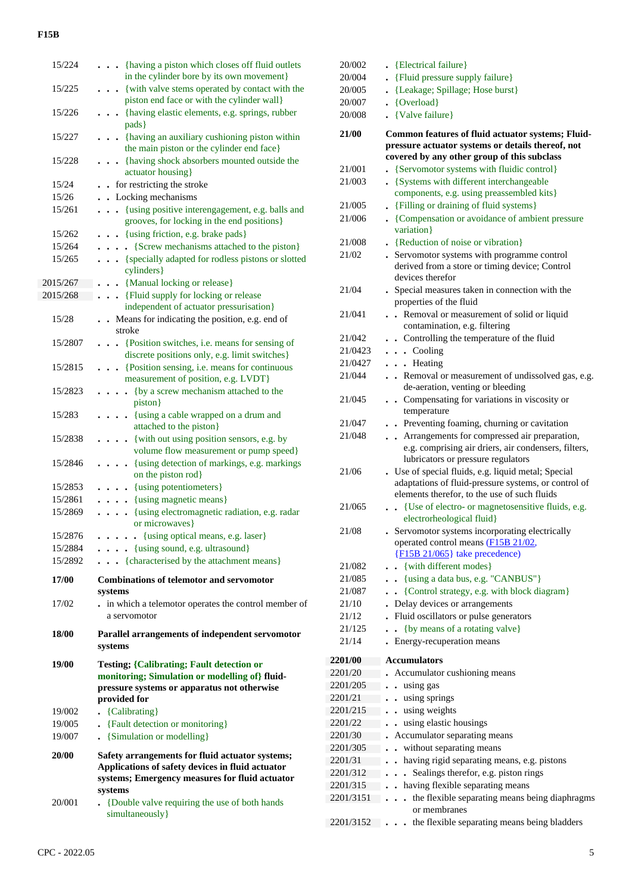15/224 . . . {having a piston which closes off fluid outlets in the cylinder bore by its own movement}

15/225 . . . {with valve stems operated by contact with the piston end face or with the cylinder wall}

15/226 . . . {having elastic elements, e.g. springs, rubber pads}

15/227 . . . {having an auxiliary cushioning piston within the main piston or the cylinder end face}

15/228 . . . {having shock absorbers mounted outside the actuator housing}

15/24 . . for restricting the stroke

15/26 . . Locking mechanisms

15/261 . . . {using positive interengagement, e.g. balls and grooves, for locking in the end positions}

15/262 . . . {using friction, e.g. brake pads}

15/264 . . . . {Screw mechanisms attached to the piston}

15/265 . . . {specially adapted for rodless pistons or slotted cylinders}

2015/267 . . . {Manual locking or release}

2015/268 . . . {Fluid supply for locking or release independent of actuator pressurisation}

15/28 . . Means for indicating the position, e.g. end of stroke

15/2807 . . . {Position switches, i.e. means for sensing of discrete positions only, e.g. limit switches}

15/2815 . . . {Position sensing, i.e. means for continuous measurement of position, e.g. LVDT}

15/2823 . . . . {by a screw mechanism attached to the piston}

15/283 . . . . {using a cable wrapped on a drum and attached to the piston}

15/2838 . . . . {with out using position sensors, e.g. by volume flow measurement or pump speed}

15/2846 . . . . {using detection of markings, e.g. markings on the piston rod}

15/2853 . . . . {using potentiometers}

15/2861 . . . . {using magnetic means}

15/2869 . . . . {using electromagnetic radiation, e.g. radar or microwaves}

15/2876 . . . . . {using optical means, e.g. laser}

15/2884 . . . . {using sound, e.g. ultrasound}

15/2892 . . . {characterised by the attachment means}

**17/00 Combinations of telemotor and servomotor systems**

17/02 . in which a telemotor operates the control member of a servomotor

**18/00 Parallel arrangements of independent servomotor systems**

**19/00 Testing; {Calibrating; Fault detection or monitoring; Simulation or modelling of} fluid-pressure systems or apparatus not otherwise provided for**

19/002 . {Calibrating}

19/005 . {Fault detection or monitoring}

19/007 . {Simulation or modelling}

**20/00 Safety arrangements for fluid actuator systems; Applications of safety devices in fluid actuator systems; Emergency measures for fluid actuator systems**

20/001 . {Double valve requiring the use of both hands simultaneously}

20/002 . {Electrical failure}

20/004 . {Fluid pressure supply failure}

20/005 . {Leakage; Spillage; Hose burst}

20/007 . {Overload}

20/008 . {Valve failure}

**21/00 Common features of fluid actuator systems; Fluid-pressure actuator systems or details thereof, not covered by any other group of this subclass**

21/001 . {Servomotor systems with fluidic control}

21/003 . {Systems with different interchangeable components, e.g. using preassembled kits}

21/005 . {Filling or draining of fluid systems}

21/006 . {Compensation or avoidance of ambient pressure variation}

21/008 . {Reduction of noise or vibration}

21/02 . Servomotor systems with programme control derived from a store or timing device; Control devices therefor

21/04 . Special measures taken in connection with the properties of the fluid

21/041 . . Removal or measurement of solid or liquid contamination, e.g. filtering

21/042 . . Controlling the temperature of the fluid

21/0423 . . . Cooling

21/0427 . . . Heating

21/044 . . Removal or measurement of undissolved gas, e.g. de-aeration, venting or bleeding

21/045 . . Compensating for variations in viscosity or temperature

21/047 . . Preventing foaming, churning or cavitation

21/048 . . Arrangements for compressed air preparation, e.g. comprising air driers, air condensers, filters, lubricators or pressure regulators

21/06 . Use of special fluids, e.g. liquid metal; Special adaptations of fluid-pressure systems, or control of elements therefor, to the use of such fluids

21/065 . . {Use of electro- or magnetosensitive fluids, e.g. electrorheological fluid}

21/08 . Servomotor systems incorporating electrically operated control means (F15B 21/02, {F15B 21/065} take precedence)

21/082 . . {with different modes}

21/085 . . {using a data bus, e.g. "CANBUS"}

21/087 . . {Control strategy, e.g. with block diagram}

21/10 . Delay devices or arrangements

21/12 . Fluid oscillators or pulse generators

21/125 . . {by means of a rotating valve}

21/14 . Energy-recuperation means

**2201/00 Accumulators**

2201/20 . Accumulator cushioning means

2201/205 . . using gas

2201/21 . . using springs

2201/215 . . using weights

2201/22 . . using elastic housings

2201/30 . Accumulator separating means

2201/305 . . without separating means

2201/31 . . having rigid separating means, e.g. pistons

2201/312 . . . Sealings therefor, e.g. piston rings

2201/315 . . having flexible separating means

2201/3151 . . . the flexible separating means being diaphragms or membranes

2201/3152 . . . the flexible separating means being bladders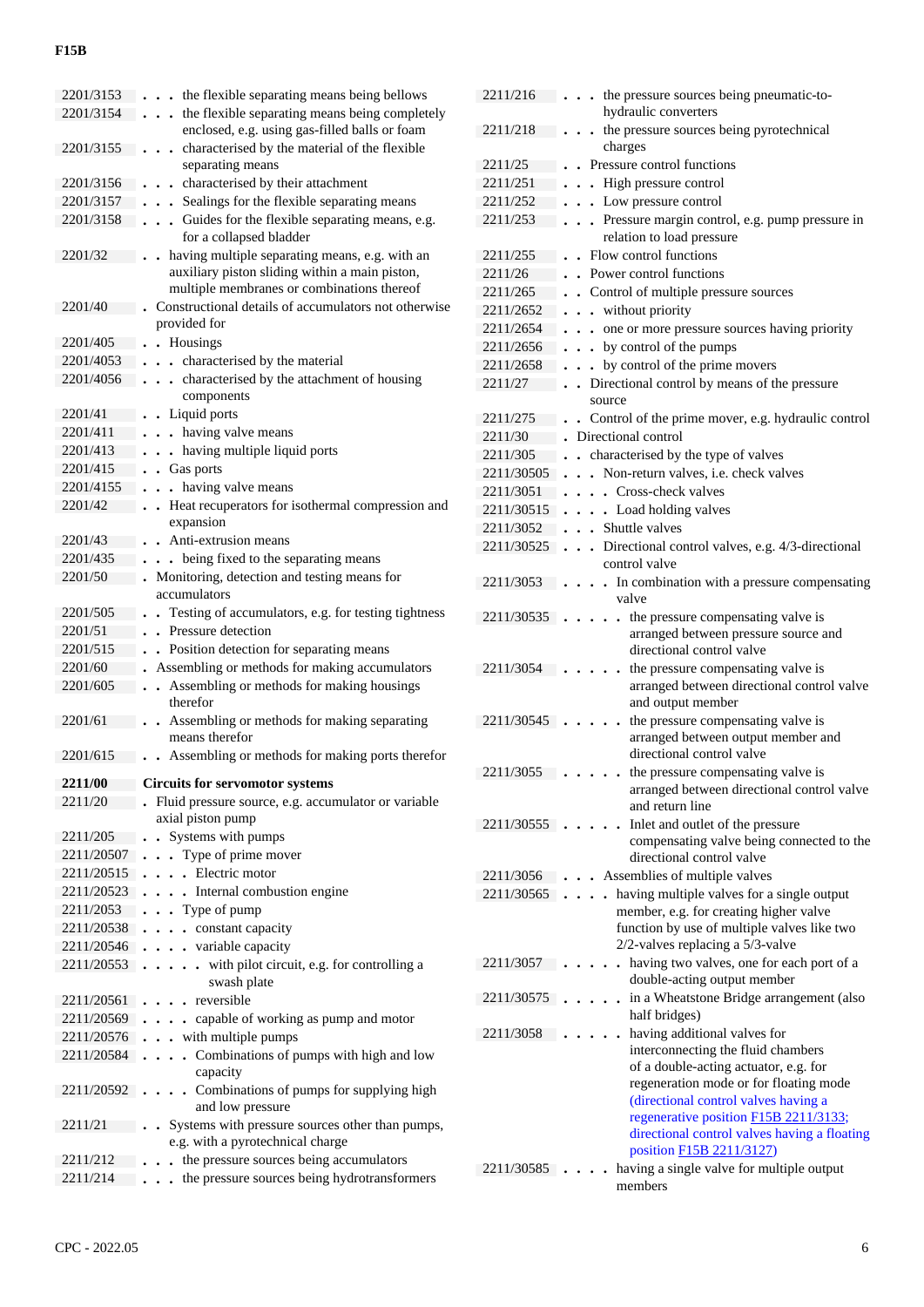| | |
|---|---|
| 2201/3153 | . . . the flexible separating means being bellows |
| 2201/3154 | . . . the flexible separating means being completely enclosed, e.g. using gas-filled balls or foam |
| 2201/3155 | . . . characterised by the material of the flexible separating means |
| 2201/3156 | . . . characterised by their attachment |
| 2201/3157 | . . . Sealings for the flexible separating means |
| 2201/3158 | . . . Guides for the flexible separating means, e.g. for a collapsed bladder |
| 2201/32 | . . having multiple separating means, e.g. with an auxiliary piston sliding within a main piston, multiple membranes or combinations thereof |
| 2201/40 | . Constructional details of accumulators not otherwise provided for |
| 2201/405 | . . Housings |
| 2201/4053 | . . . characterised by the material |
| 2201/4056 | . . . characterised by the attachment of housing components |
| 2201/41 | . . Liquid ports |
| 2201/411 | . . . having valve means |
| 2201/413 | . . . having multiple liquid ports |
| 2201/415 | . . Gas ports |
| 2201/4155 | . . . having valve means |
| 2201/42 | . . Heat recuperators for isothermal compression and expansion |
| 2201/43 | . . Anti-extrusion means |
| 2201/435 | . . . being fixed to the separating means |
| 2201/50 | . Monitoring, detection and testing means for accumulators |
| 2201/505 | . . Testing of accumulators, e.g. for testing tightness |
| 2201/51 | . . Pressure detection |
| 2201/515 | . . Position detection for separating means |
| 2201/60 | . Assembling or methods for making accumulators |
| 2201/605 | . . Assembling or methods for making housings therefor |
| 2201/61 | . . Assembling or methods for making separating means therefor |
| 2201/615 | . . Assembling or methods for making ports therefor |
| **2211/00** | **Circuits for servomotor systems** |
| 2211/20 | . Fluid pressure source, e.g. accumulator or variable axial piston pump |
| 2211/205 | . . Systems with pumps |
| 2211/20507 | . . . Type of prime mover |
| 2211/20515 | . . . . Electric motor |
| 2211/20523 | . . . . Internal combustion engine |
| 2211/2053 | . . . Type of pump |
| 2211/20538 | . . . . constant capacity |
| 2211/20546 | . . . . variable capacity |
| 2211/20553 | . . . . . with pilot circuit, e.g. for controlling a swash plate |
| 2211/20561 | . . . . reversible |
| 2211/20569 | . . . . capable of working as pump and motor |
| 2211/20576 | . . . with multiple pumps |
| 2211/20584 | . . . . Combinations of pumps with high and low capacity |
| 2211/20592 | . . . . Combinations of pumps for supplying high and low pressure |
| 2211/21 | . . Systems with pressure sources other than pumps, e.g. with a pyrotechnical charge |
| 2211/212 | . . . the pressure sources being accumulators |
| 2211/214 | . . . the pressure sources being hydrotransformers |
| 2211/216 | . . . the pressure sources being pneumatic-to-hydraulic converters |
| 2211/218 | . . . the pressure sources being pyrotechnical charges |
| 2211/25 | . . Pressure control functions |
| 2211/251 | . . . High pressure control |
| 2211/252 | . . . Low pressure control |
| 2211/253 | . . . Pressure margin control, e.g. pump pressure in relation to load pressure |
| 2211/255 | . . Flow control functions |
| 2211/26 | . . Power control functions |
| 2211/265 | . . Control of multiple pressure sources |
| 2211/2652 | . . . without priority |
| 2211/2654 | . . . one or more pressure sources having priority |
| 2211/2656 | . . . by control of the pumps |
| 2211/2658 | . . . by control of the prime movers |
| 2211/27 | . . Directional control by means of the pressure source |
| 2211/275 | . . Control of the prime mover, e.g. hydraulic control |
| 2211/30 | . Directional control |
| 2211/305 | . . characterised by the type of valves |
| 2211/30505 | . . . Non-return valves, i.e. check valves |
| 2211/3051 | . . . . Cross-check valves |
| 2211/30515 | . . . . Load holding valves |
| 2211/3052 | . . . Shuttle valves |
| 2211/30525 | . . . Directional control valves, e.g. 4/3-directional control valve |
| 2211/3053 | . . . . In combination with a pressure compensating valve |
| 2211/30535 | . . . . . the pressure compensating valve is arranged between pressure source and directional control valve |
| 2211/3054 | . . . . . the pressure compensating valve is arranged between directional control valve and output member |
| 2211/30545 | . . . . . the pressure compensating valve is arranged between output member and directional control valve |
| 2211/3055 | . . . . . the pressure compensating valve is arranged between directional control valve and return line |
| 2211/30555 | . . . . . Inlet and outlet of the pressure compensating valve being connected to the directional control valve |
| 2211/3056 | . . . Assemblies of multiple valves |
| 2211/30565 | . . . . having multiple valves for a single output member, e.g. for creating higher valve function by use of multiple valves like two 2/2-valves replacing a 5/3-valve |
| 2211/3057 | . . . . . having two valves, one for each port of a double-acting output member |
| 2211/30575 | . . . . . in a Wheatstone Bridge arrangement (also half bridges) |
| 2211/3058 | . . . . . having additional valves for interconnecting the fluid chambers of a double-acting actuator, e.g. for regeneration mode or for floating mode (directional control valves having a regenerative position F15B 2211/3133; directional control valves having a floating position F15B 2211/3127) |
| 2211/30585 | . . . . having a single valve for multiple output members |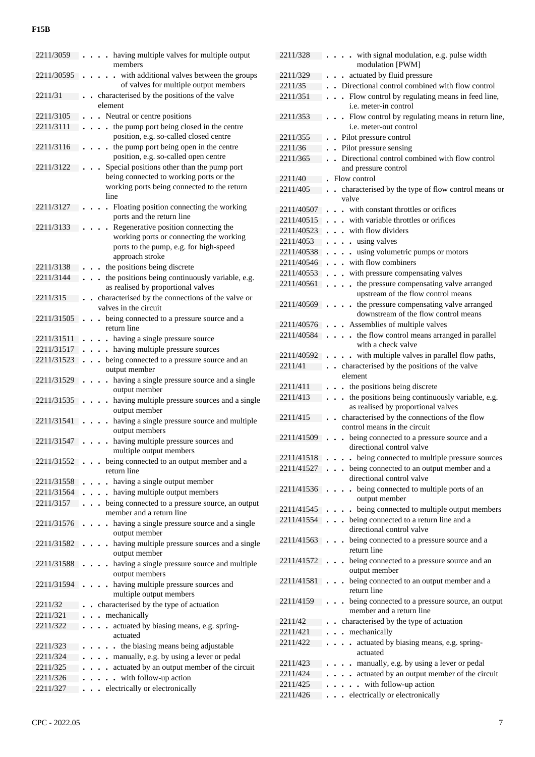| | |
|---|---|
| 2211/3059 | . . . . having multiple valves for multiple output members |
| 2211/30595 | . . . . . with additional valves between the groups of valves for multiple output members |
| 2211/31 | . . characterised by the positions of the valve element |
| 2211/3105 | . . . Neutral or centre positions |
| 2211/3111 | . . . . the pump port being closed in the centre position, e.g. so-called closed centre |
| 2211/3116 | . . . . the pump port being open in the centre position, e.g. so-called open centre |
| 2211/3122 | . . . Special positions other than the pump port being connected to working ports or the working ports being connected to the return line |
| 2211/3127 | . . . . Floating position connecting the working ports and the return line |
| 2211/3133 | . . . . Regenerative position connecting the working ports or connecting the working ports to the pump, e.g. for high-speed approach stroke |
| 2211/3138 | . . . the positions being discrete |
| 2211/3144 | . . . the positions being continuously variable, e.g. as realised by proportional valves |
| 2211/315 | . . characterised by the connections of the valve or valves in the circuit |
| 2211/31505 | . . . being connected to a pressure source and a return line |
| 2211/31511 | . . . . having a single pressure source |
| 2211/31517 | . . . . having multiple pressure sources |
| 2211/31523 | . . . being connected to a pressure source and an output member |
| 2211/31529 | . . . . having a single pressure source and a single output member |
| 2211/31535 | . . . . having multiple pressure sources and a single output member |
| 2211/31541 | . . . . having a single pressure source and multiple output members |
| 2211/31547 | . . . . having multiple pressure sources and multiple output members |
| 2211/31552 | . . . being connected to an output member and a return line |
| 2211/31558 | . . . . having a single output member |
| 2211/31564 | . . . . having multiple output members |
| 2211/3157 | . . . being connected to a pressure source, an output member and a return line |
| 2211/31576 | . . . . having a single pressure source and a single output member |
| 2211/31582 | . . . . having multiple pressure sources and a single output member |
| 2211/31588 | . . . . having a single pressure source and multiple output members |
| 2211/31594 | . . . . having multiple pressure sources and multiple output members |
| 2211/32 | . . characterised by the type of actuation |
| 2211/321 | . . . mechanically |
| 2211/322 | . . . . actuated by biasing means, e.g. spring-actuated |
| 2211/323 | . . . . . the biasing means being adjustable |
| 2211/324 | . . . . manually, e.g. by using a lever or pedal |
| 2211/325 | . . . . actuated by an output member of the circuit |
| 2211/326 | . . . . . with follow-up action |
| 2211/327 | . . . electrically or electronically |
| 2211/328 | . . . . with signal modulation, e.g. pulse width modulation [PWM] |
| 2211/329 | . . . actuated by fluid pressure |
| 2211/35 | . . Directional control combined with flow control |
| 2211/351 | . . . Flow control by regulating means in feed line, i.e. meter-in control |
| 2211/353 | . . . Flow control by regulating means in return line, i.e. meter-out control |
| 2211/355 | . . Pilot pressure control |
| 2211/36 | . . Pilot pressure sensing |
| 2211/365 | . . Directional control combined with flow control and pressure control |
| 2211/40 | . Flow control |
| 2211/405 | . . characterised by the type of flow control means or valve |
| 2211/40507 | . . . with constant throttles or orifices |
| 2211/40515 | . . . with variable throttles or orifices |
| 2211/40523 | . . . with flow dividers |
| 2211/4053 | . . . . using valves |
| 2211/40538 | . . . . using volumetric pumps or motors |
| 2211/40546 | . . . with flow combiners |
| 2211/40553 | . . . with pressure compensating valves |
| 2211/40561 | . . . . the pressure compensating valve arranged upstream of the flow control means |
| 2211/40569 | . . . . the pressure compensating valve arranged downstream of the flow control means |
| 2211/40576 | . . . Assemblies of multiple valves |
| 2211/40584 | . . . . the flow control means arranged in parallel with a check valve |
| 2211/40592 | . . . . with multiple valves in parallel flow paths, |
| 2211/41 | . . characterised by the positions of the valve element |
| 2211/411 | . . . the positions being discrete |
| 2211/413 | . . . the positions being continuously variable, e.g. as realised by proportional valves |
| 2211/415 | . . characterised by the connections of the flow control means in the circuit |
| 2211/41509 | . . . being connected to a pressure source and a directional control valve |
| 2211/41518 | . . . . being connected to multiple pressure sources |
| 2211/41527 | . . . being connected to an output member and a directional control valve |
| 2211/41536 | . . . . being connected to multiple ports of an output member |
| 2211/41545 | . . . . being connected to multiple output members |
| 2211/41554 | . . . being connected to a return line and a directional control valve |
| 2211/41563 | . . . being connected to a pressure source and a return line |
| 2211/41572 | . . . being connected to a pressure source and an output member |
| 2211/41581 | . . . being connected to an output member and a return line |
| 2211/4159 | . . . being connected to a pressure source, an output member and a return line |
| 2211/42 | . . characterised by the type of actuation |
| 2211/421 | . . . mechanically |
| 2211/422 | . . . . actuated by biasing means, e.g. spring-actuated |
| 2211/423 | . . . . manually, e.g. by using a lever or pedal |
| 2211/424 | . . . . actuated by an output member of the circuit |
| 2211/425 | . . . . . with follow-up action |
| 2211/426 | . . . electrically or electronically |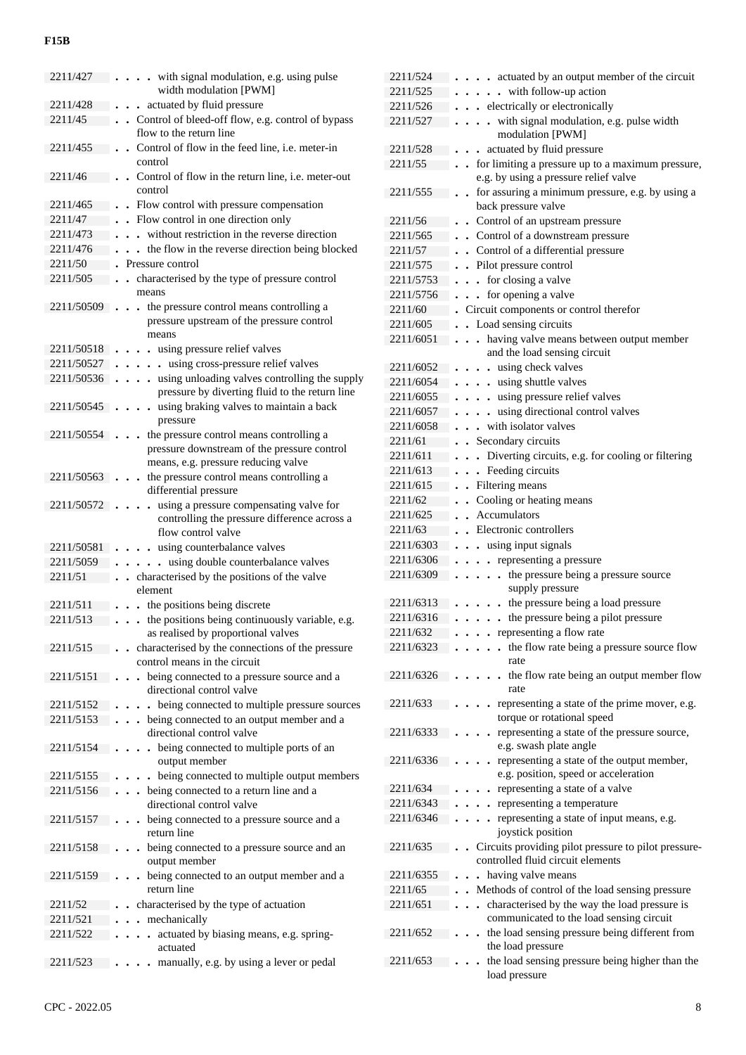| | |
|---|---|
| 2211/427 | . . . . with signal modulation, e.g. using pulse width modulation [PWM] |
| 2211/428 | . . . actuated by fluid pressure |
| 2211/45 | . . Control of bleed-off flow, e.g. control of bypass flow to the return line |
| 2211/455 | . . Control of flow in the feed line, i.e. meter-in control |
| 2211/46 | . . Control of flow in the return line, i.e. meter-out control |
| 2211/465 | . . Flow control with pressure compensation |
| 2211/47 | . . Flow control in one direction only |
| 2211/473 | . . . without restriction in the reverse direction |
| 2211/476 | . . . the flow in the reverse direction being blocked |
| 2211/50 | . Pressure control |
| 2211/505 | . . characterised by the type of pressure control means |
| 2211/50509 | . . . the pressure control means controlling a pressure upstream of the pressure control means |
| 2211/50518 | . . . . using pressure relief valves |
| 2211/50527 | . . . . . using cross-pressure relief valves |
| 2211/50536 | . . . . using unloading valves controlling the supply pressure by diverting fluid to the return line |
| 2211/50545 | . . . . using braking valves to maintain a back pressure |
| 2211/50554 | . . . the pressure control means controlling a pressure downstream of the pressure control means, e.g. pressure reducing valve |
| 2211/50563 | . . . the pressure control means controlling a differential pressure |
| 2211/50572 | . . . . using a pressure compensating valve for controlling the pressure difference across a flow control valve |
| 2211/50581 | . . . . using counterbalance valves |
| 2211/5059 | . . . . . using double counterbalance valves |
| 2211/51 | . . characterised by the positions of the valve element |
| 2211/511 | . . . the positions being discrete |
| 2211/513 | . . . the positions being continuously variable, e.g. as realised by proportional valves |
| 2211/515 | . . characterised by the connections of the pressure control means in the circuit |
| 2211/5151 | . . . being connected to a pressure source and a directional control valve |
| 2211/5152 | . . . . being connected to multiple pressure sources |
| 2211/5153 | . . . being connected to an output member and a directional control valve |
| 2211/5154 | . . . . being connected to multiple ports of an output member |
| 2211/5155 | . . . . being connected to multiple output members |
| 2211/5156 | . . . being connected to a return line and a directional control valve |
| 2211/5157 | . . . being connected to a pressure source and a return line |
| 2211/5158 | . . . being connected to a pressure source and an output member |
| 2211/5159 | . . . being connected to an output member and a return line |
| 2211/52 | . . characterised by the type of actuation |
| 2211/521 | . . . mechanically |
| 2211/522 | . . . . actuated by biasing means, e.g. spring-actuated |
| 2211/523 | . . . . manually, e.g. by using a lever or pedal |
| 2211/524 | . . . . actuated by an output member of the circuit |
| 2211/525 | . . . . . with follow-up action |
| 2211/526 | . . . electrically or electronically |
| 2211/527 | . . . . with signal modulation, e.g. pulse width modulation [PWM] |
| 2211/528 | . . . actuated by fluid pressure |
| 2211/55 | . . for limiting a pressure up to a maximum pressure, e.g. by using a pressure relief valve |
| 2211/555 | . . for assuring a minimum pressure, e.g. by using a back pressure valve |
| 2211/56 | . . Control of an upstream pressure |
| 2211/565 | . . Control of a downstream pressure |
| 2211/57 | . . Control of a differential pressure |
| 2211/575 | . . Pilot pressure control |
| 2211/5753 | . . . for closing a valve |
| 2211/5756 | . . . for opening a valve |
| 2211/60 | . Circuit components or control therefor |
| 2211/605 | . . Load sensing circuits |
| 2211/6051 | . . . having valve means between output member and the load sensing circuit |
| 2211/6052 | . . . . using check valves |
| 2211/6054 | . . . . using shuttle valves |
| 2211/6055 | . . . . using pressure relief valves |
| 2211/6057 | . . . . using directional control valves |
| 2211/6058 | . . . with isolator valves |
| 2211/61 | . . Secondary circuits |
| 2211/611 | . . . Diverting circuits, e.g. for cooling or filtering |
| 2211/613 | . . . Feeding circuits |
| 2211/615 | . . Filtering means |
| 2211/62 | . . Cooling or heating means |
| 2211/625 | . . Accumulators |
| 2211/63 | . . Electronic controllers |
| 2211/6303 | . . . using input signals |
| 2211/6306 | . . . . representing a pressure |
| 2211/6309 | . . . . . the pressure being a pressure source supply pressure |
| 2211/6313 | . . . . . the pressure being a load pressure |
| 2211/6316 | . . . . . the pressure being a pilot pressure |
| 2211/632 | . . . . representing a flow rate |
| 2211/6323 | . . . . . the flow rate being a pressure source flow rate |
| 2211/6326 | . . . . . the flow rate being an output member flow rate |
| 2211/633 | . . . . representing a state of the prime mover, e.g. torque or rotational speed |
| 2211/6333 | . . . . representing a state of the pressure source, e.g. swash plate angle |
| 2211/6336 | . . . . representing a state of the output member, e.g. position, speed or acceleration |
| 2211/634 | . . . . representing a state of a valve |
| 2211/6343 | . . . . representing a temperature |
| 2211/6346 | . . . . representing a state of input means, e.g. joystick position |
| 2211/635 | . . Circuits providing pilot pressure to pilot pressure-controlled fluid circuit elements |
| 2211/6355 | . . . having valve means |
| 2211/65 | . . Methods of control of the load sensing pressure |
| 2211/651 | . . . characterised by the way the load pressure is communicated to the load sensing circuit |
| 2211/652 | . . . the load sensing pressure being different from the load pressure |
| 2211/653 | . . . the load sensing pressure being higher than the load pressure |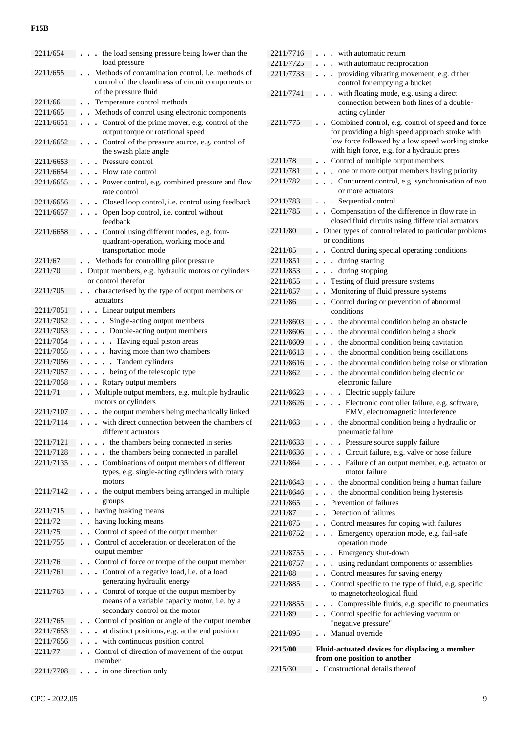| Code | Title |
|---|---|
| 2211/654 | . . . the load sensing pressure being lower than the load pressure |
| 2211/655 | . . Methods of contamination control, i.e. methods of control of the cleanliness of circuit components or of the pressure fluid |
| 2211/66 | . . Temperature control methods |
| 2211/665 | . . Methods of control using electronic components |
| 2211/6651 | . . . Control of the prime mover, e.g. control of the output torque or rotational speed |
| 2211/6652 | . . . Control of the pressure source, e.g. control of the swash plate angle |
| 2211/6653 | . . . Pressure control |
| 2211/6654 | . . . Flow rate control |
| 2211/6655 | . . . Power control, e.g. combined pressure and flow rate control |
| 2211/6656 | . . . Closed loop control, i.e. control using feedback |
| 2211/6657 | . . . Open loop control, i.e. control without feedback |
| 2211/6658 | . . . Control using different modes, e.g. four-quadrant-operation, working mode and transportation mode |
| 2211/67 | . . Methods for controlling pilot pressure |
| 2211/70 | . Output members, e.g. hydraulic motors or cylinders or control therefor |
| 2211/705 | . . characterised by the type of output members or actuators |
| 2211/7051 | . . . Linear output members |
| 2211/7052 | . . . . Single-acting output members |
| 2211/7053 | . . . . Double-acting output members |
| 2211/7054 | . . . . . Having equal piston areas |
| 2211/7055 | . . . . having more than two chambers |
| 2211/7056 | . . . . . Tandem cylinders |
| 2211/7057 | . . . . being of the telescopic type |
| 2211/7058 | . . . Rotary output members |
| 2211/71 | . . Multiple output members, e.g. multiple hydraulic motors or cylinders |
| 2211/7107 | . . . the output members being mechanically linked |
| 2211/7114 | . . . with direct connection between the chambers of different actuators |
| 2211/7121 | . . . . the chambers being connected in series |
| 2211/7128 | . . . . the chambers being connected in parallel |
| 2211/7135 | . . . Combinations of output members of different types, e.g. single-acting cylinders with rotary motors |
| 2211/7142 | . . . the output members being arranged in multiple groups |
| 2211/715 | . . having braking means |
| 2211/72 | . . having locking means |
| 2211/75 | . . Control of speed of the output member |
| 2211/755 | . . Control of acceleration or deceleration of the output member |
| 2211/76 | . . Control of force or torque of the output member |
| 2211/761 | . . . Control of a negative load, i.e. of a load generating hydraulic energy |
| 2211/763 | . . . Control of torque of the output member by means of a variable capacity motor, i.e. by a secondary control on the motor |
| 2211/765 | . . Control of position or angle of the output member |
| 2211/7653 | . . . at distinct positions, e.g. at the end position |
| 2211/7656 | . . . with continuous position control |
| 2211/77 | . . Control of direction of movement of the output member |
| 2211/7708 | . . . in one direction only |
| 2211/7716 | . . . with automatic return |
| 2211/7725 | . . . with automatic reciprocation |
| 2211/7733 | . . . providing vibrating movement, e.g. dither control for emptying a bucket |
| 2211/7741 | . . . with floating mode, e.g. using a direct connection between both lines of a double-acting cylinder |
| 2211/775 | . . Combined control, e.g. control of speed and force for providing a high speed approach stroke with low force followed by a low speed working stroke with high force, e.g. for a hydraulic press |
| 2211/78 | . . Control of multiple output members |
| 2211/781 | . . . one or more output members having priority |
| 2211/782 | . . . Concurrent control, e.g. synchronisation of two or more actuators |
| 2211/783 | . . . Sequential control |
| 2211/785 | . . Compensation of the difference in flow rate in closed fluid circuits using differential actuators |
| 2211/80 | . Other types of control related to particular problems or conditions |
| 2211/85 | . . Control during special operating conditions |
| 2211/851 | . . . during starting |
| 2211/853 | . . . during stopping |
| 2211/855 | . . Testing of fluid pressure systems |
| 2211/857 | . . Monitoring of fluid pressure systems |
| 2211/86 | . . Control during or prevention of abnormal conditions |
| 2211/8603 | . . . the abnormal condition being an obstacle |
| 2211/8606 | . . . the abnormal condition being a shock |
| 2211/8609 | . . . the abnormal condition being cavitation |
| 2211/8613 | . . . the abnormal condition being oscillations |
| 2211/8616 | . . . the abnormal condition being noise or vibration |
| 2211/862 | . . . the abnormal condition being electric or electronic failure |
| 2211/8623 | . . . . Electric supply failure |
| 2211/8626 | . . . . Electronic controller failure, e.g. software, EMV, electromagnetic interference |
| 2211/863 | . . . the abnormal condition being a hydraulic or pneumatic failure |
| 2211/8633 | . . . . Pressure source supply failure |
| 2211/8636 | . . . . Circuit failure, e.g. valve or hose failure |
| 2211/864 | . . . . Failure of an output member, e.g. actuator or motor failure |
| 2211/8643 | . . . the abnormal condition being a human failure |
| 2211/8646 | . . . the abnormal condition being hysteresis |
| 2211/865 | . . Prevention of failures |
| 2211/87 | . . Detection of failures |
| 2211/875 | . . Control measures for coping with failures |
| 2211/8752 | . . . Emergency operation mode, e.g. fail-safe operation mode |
| 2211/8755 | . . . Emergency shut-down |
| 2211/8757 | . . . using redundant components or assemblies |
| 2211/88 | . . Control measures for saving energy |
| 2211/885 | . . Control specific to the type of fluid, e.g. specific to magnetorheological fluid |
| 2211/8855 | . . . Compressible fluids, e.g. specific to pneumatics |
| 2211/89 | . . Control specific for achieving vacuum or "negative pressure" |
| 2211/895 | . . Manual override |
| **2215/00** | **Fluid-actuated devices for displacing a member from one position to another** |
| 2215/30 | . Constructional details thereof |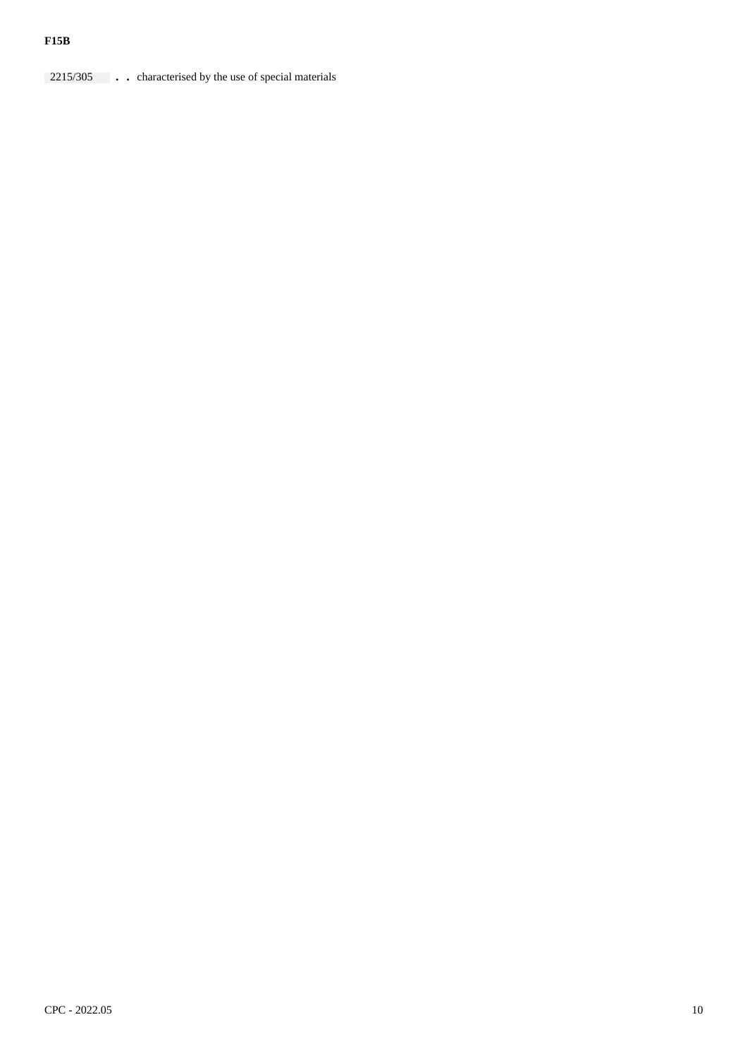2215/305 . . characterised by the use of special materials